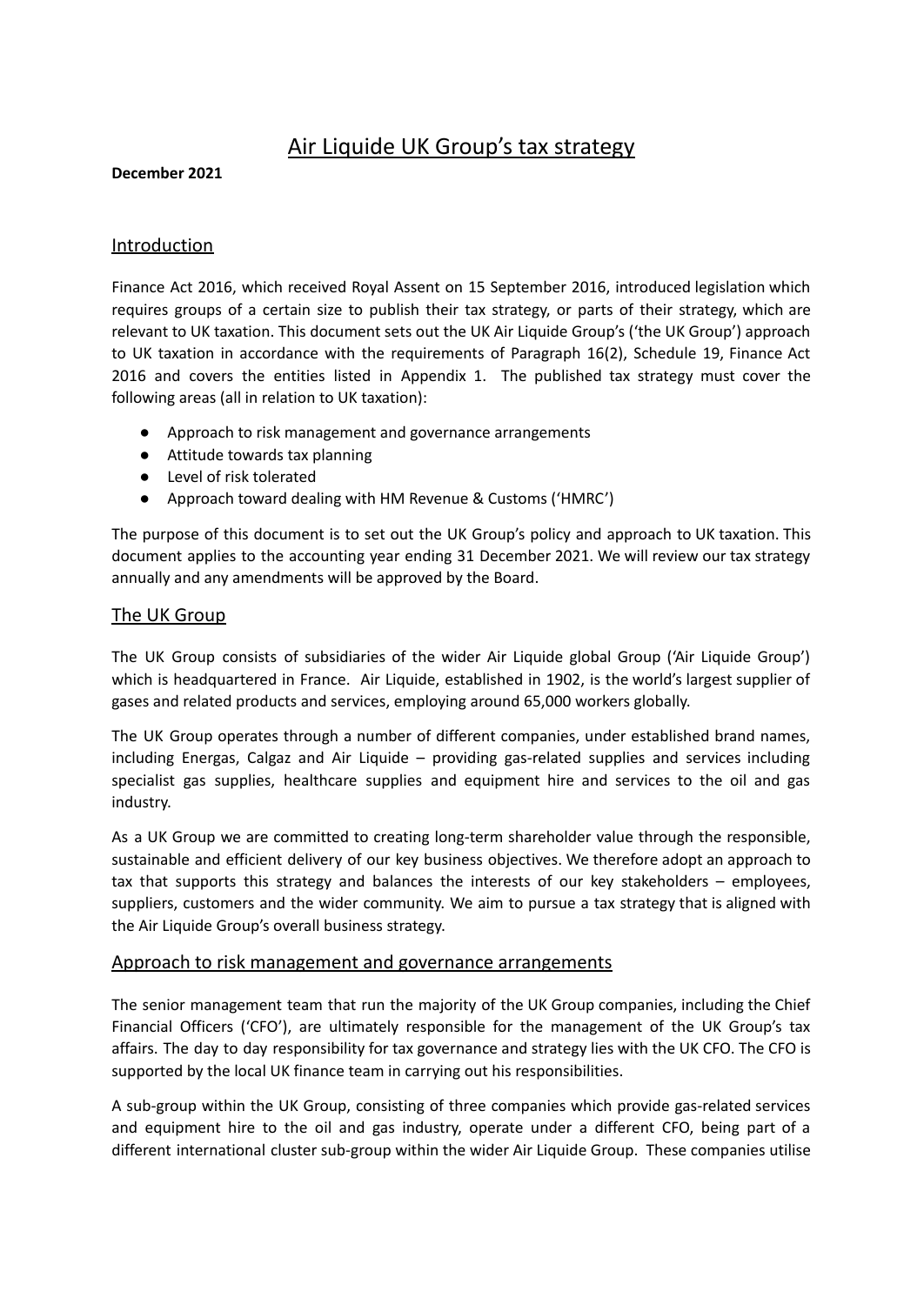# Air Liquide UK Group's tax strategy

**December 2021**

## Introduction

Finance Act 2016, which received Royal Assent on 15 September 2016, introduced legislation which requires groups of a certain size to publish their tax strategy, or parts of their strategy, which are relevant to UK taxation. This document sets out the UK Air Liquide Group's ('the UK Group') approach to UK taxation in accordance with the requirements of Paragraph 16(2), Schedule 19, Finance Act 2016 and covers the entities listed in Appendix 1. The published tax strategy must cover the following areas (all in relation to UK taxation):

- Approach to risk management and governance arrangements
- Attitude towards tax planning
- Level of risk tolerated
- Approach toward dealing with HM Revenue & Customs ('HMRC')

The purpose of this document is to set out the UK Group's policy and approach to UK taxation. This document applies to the accounting year ending 31 December 2021. We will review our tax strategy annually and any amendments will be approved by the Board.

## The UK Group

The UK Group consists of subsidiaries of the wider Air Liquide global Group ('Air Liquide Group') which is headquartered in France. Air Liquide, established in 1902, is the world's largest supplier of gases and related products and services, employing around 65,000 workers globally.

The UK Group operates through a number of different companies, under established brand names, including Energas, Calgaz and Air Liquide – providing gas-related supplies and services including specialist gas supplies, healthcare supplies and equipment hire and services to the oil and gas industry.

As a UK Group we are committed to creating long-term shareholder value through the responsible, sustainable and efficient delivery of our key business objectives. We therefore adopt an approach to tax that supports this strategy and balances the interests of our key stakeholders – employees, suppliers, customers and the wider community. We aim to pursue a tax strategy that is aligned with the Air Liquide Group's overall business strategy.

## Approach to risk management and governance arrangements

The senior management team that run the majority of the UK Group companies, including the Chief Financial Officers ('CFO'), are ultimately responsible for the management of the UK Group's tax affairs. The day to day responsibility for tax governance and strategy lies with the UK CFO. The CFO is supported by the local UK finance team in carrying out his responsibilities.

A sub-group within the UK Group, consisting of three companies which provide gas-related services and equipment hire to the oil and gas industry, operate under a different CFO, being part of a different international cluster sub-group within the wider Air Liquide Group. These companies utilise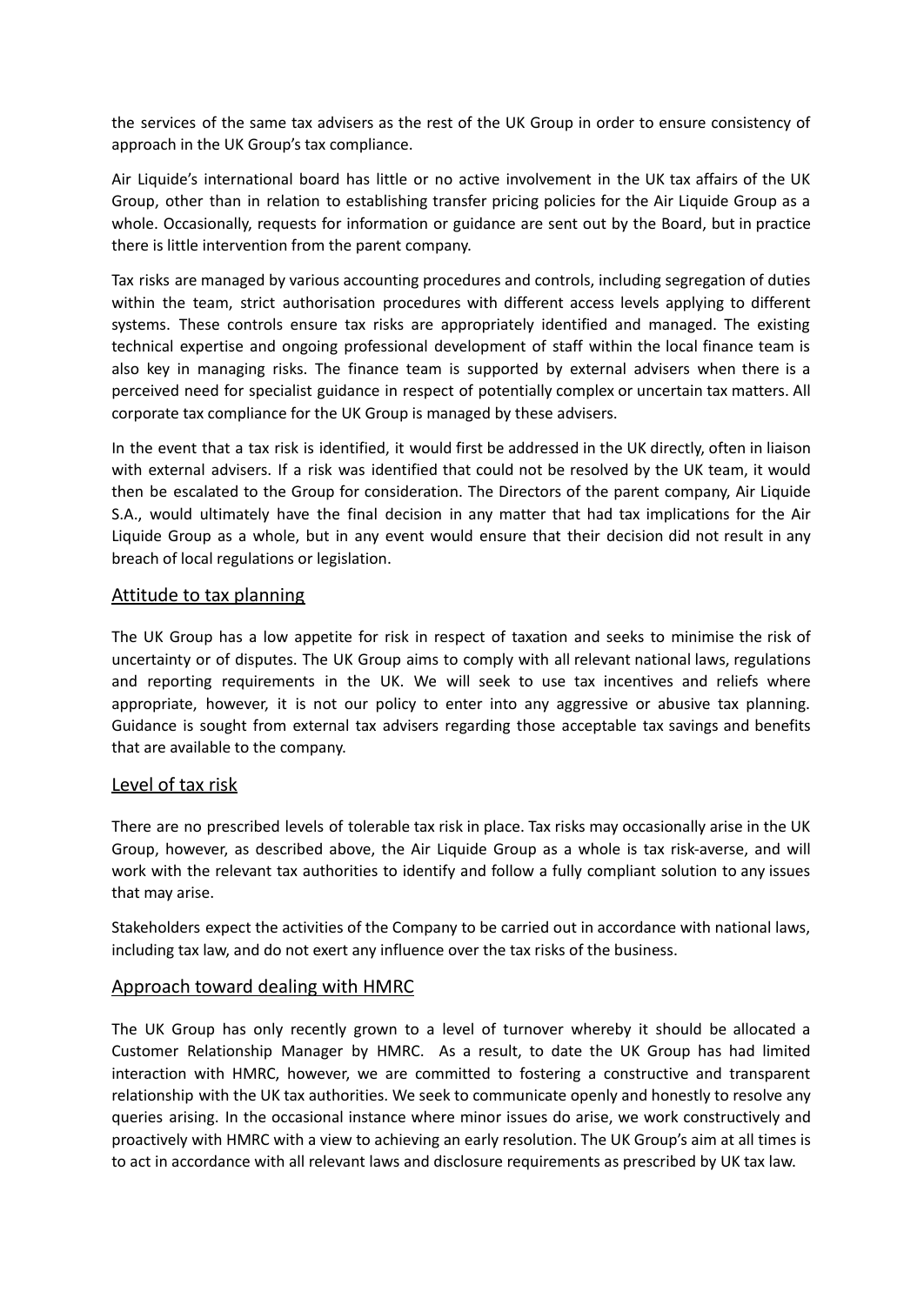the services of the same tax advisers as the rest of the UK Group in order to ensure consistency of approach in the UK Group's tax compliance.

Air Liquide's international board has little or no active involvement in the UK tax affairs of the UK Group, other than in relation to establishing transfer pricing policies for the Air Liquide Group as a whole. Occasionally, requests for information or guidance are sent out by the Board, but in practice there is little intervention from the parent company.

Tax risks are managed by various accounting procedures and controls, including segregation of duties within the team, strict authorisation procedures with different access levels applying to different systems. These controls ensure tax risks are appropriately identified and managed. The existing technical expertise and ongoing professional development of staff within the local finance team is also key in managing risks. The finance team is supported by external advisers when there is a perceived need for specialist guidance in respect of potentially complex or uncertain tax matters. All corporate tax compliance for the UK Group is managed by these advisers.

In the event that a tax risk is identified, it would first be addressed in the UK directly, often in liaison with external advisers. If a risk was identified that could not be resolved by the UK team, it would then be escalated to the Group for consideration. The Directors of the parent company, Air Liquide S.A., would ultimately have the final decision in any matter that had tax implications for the Air Liquide Group as a whole, but in any event would ensure that their decision did not result in any breach of local regulations or legislation.

## Attitude to tax planning

The UK Group has a low appetite for risk in respect of taxation and seeks to minimise the risk of uncertainty or of disputes. The UK Group aims to comply with all relevant national laws, regulations and reporting requirements in the UK. We will seek to use tax incentives and reliefs where appropriate, however, it is not our policy to enter into any aggressive or abusive tax planning. Guidance is sought from external tax advisers regarding those acceptable tax savings and benefits that are available to the company.

## Level of tax risk

There are no prescribed levels of tolerable tax risk in place. Tax risks may occasionally arise in the UK Group, however, as described above, the Air Liquide Group as a whole is tax risk-averse, and will work with the relevant tax authorities to identify and follow a fully compliant solution to any issues that may arise.

Stakeholders expect the activities of the Company to be carried out in accordance with national laws, including tax law, and do not exert any influence over the tax risks of the business.

## Approach toward dealing with HMRC

The UK Group has only recently grown to a level of turnover whereby it should be allocated a Customer Relationship Manager by HMRC. As a result, to date the UK Group has had limited interaction with HMRC, however, we are committed to fostering a constructive and transparent relationship with the UK tax authorities. We seek to communicate openly and honestly to resolve any queries arising. In the occasional instance where minor issues do arise, we work constructively and proactively with HMRC with a view to achieving an early resolution. The UK Group's aim at all times is to act in accordance with all relevant laws and disclosure requirements as prescribed by UK tax law.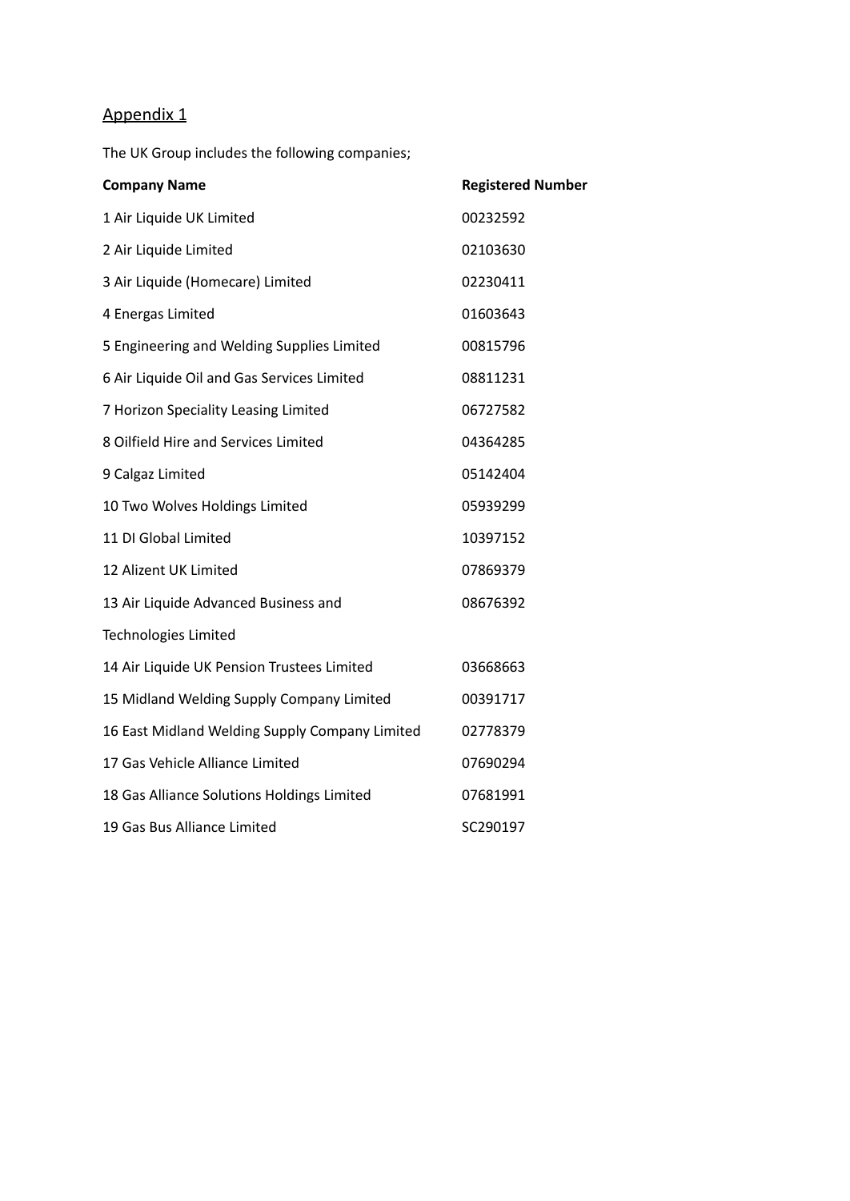Appendix 1

The UK Group includes the following companies;

| Company Name | Registered Number |
|---|---|
| 1 Air Liquide UK Limited | 00232592 |
| 2 Air Liquide Limited | 02103630 |
| 3 Air Liquide (Homecare) Limited | 02230411 |
| 4 Energas Limited | 01603643 |
| 5 Engineering and Welding Supplies Limited | 00815796 |
| 6 Air Liquide Oil and Gas Services Limited | 08811231 |
| 7 Horizon Speciality Leasing Limited | 06727582 |
| 8 Oilfield Hire and Services Limited | 04364285 |
| 9 Calgaz Limited | 05142404 |
| 10 Two Wolves Holdings Limited | 05939299 |
| 11 DI Global Limited | 10397152 |
| 12 Alizent UK Limited | 07869379 |
| 13 Air Liquide Advanced Business and Technologies Limited | 08676392 |
| 14 Air Liquide UK Pension Trustees Limited | 03668663 |
| 15 Midland Welding Supply Company Limited | 00391717 |
| 16 East Midland Welding Supply Company Limited | 02778379 |
| 17 Gas Vehicle Alliance Limited | 07690294 |
| 18 Gas Alliance Solutions Holdings Limited | 07681991 |
| 19 Gas Bus Alliance Limited | SC290197 |